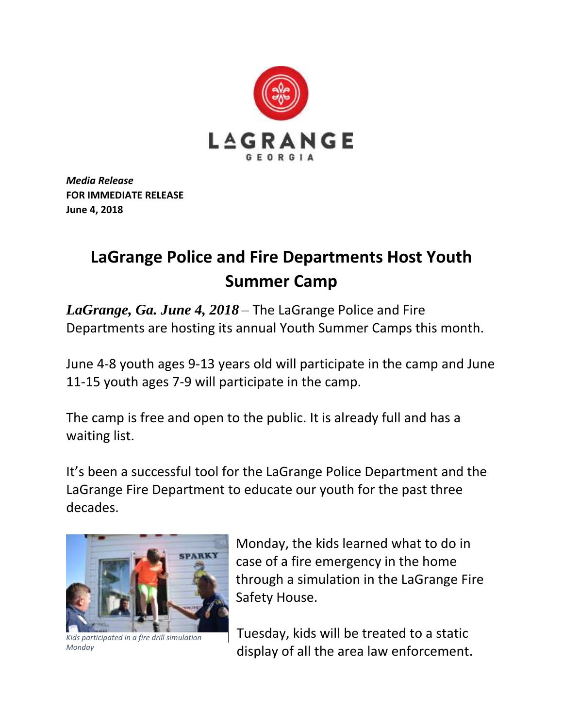LAGRANGE
GEORGIA

***Media Release***
**FOR IMMEDIATE RELEASE**
**June 4, 2018**

# LaGrange Police and Fire Departments Host Youth Summer Camp

***LaGrange, Ga. June 4, 2018*** – The LaGrange Police and Fire Departments are hosting its annual Youth Summer Camps this month.

June 4-8 youth ages 9-13 years old will participate in the camp and June 11-15 youth ages 7-9 will participate in the camp.

The camp is free and open to the public. It is already full and has a waiting list.

It's been a successful tool for the LaGrange Police Department and the LaGrange Fire Department to educate our youth for the past three decades.

*Kids participated in a fire drill simulation Monday*

Monday, the kids learned what to do in case of a fire emergency in the home through a simulation in the LaGrange Fire Safety House.

Tuesday, kids will be treated to a static display of all the area law enforcement.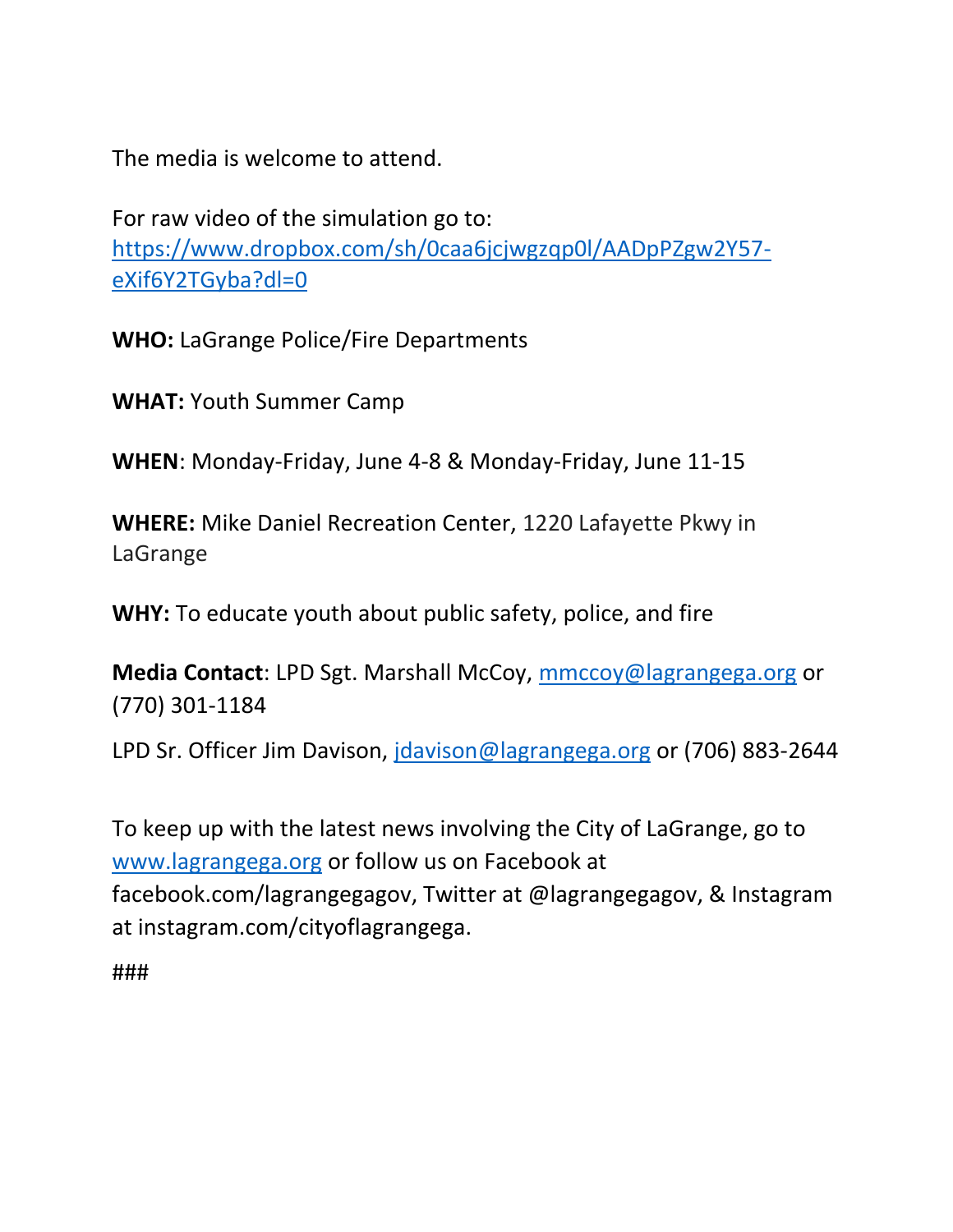The media is welcome to attend.

For raw video of the simulation go to:
https://www.dropbox.com/sh/0caa6jcjwgzqp0l/AADpPZgw2Y57-eXif6Y2TGyba?dl=0

**WHO:** LaGrange Police/Fire Departments

**WHAT:** Youth Summer Camp

**WHEN**: Monday-Friday, June 4-8 & Monday-Friday, June 11-15

**WHERE:** Mike Daniel Recreation Center, 1220 Lafayette Pkwy in LaGrange

**WHY:** To educate youth about public safety, police, and fire

**Media Contact**: LPD Sgt. Marshall McCoy, mmccoy@lagrangega.org or (770) 301-1184

LPD Sr. Officer Jim Davison, jdavison@lagrangega.org or (706) 883-2644

To keep up with the latest news involving the City of LaGrange, go to www.lagrangega.org or follow us on Facebook at facebook.com/lagrangegagov, Twitter at @lagrangegagov, & Instagram at instagram.com/cityoflagrangega.

###